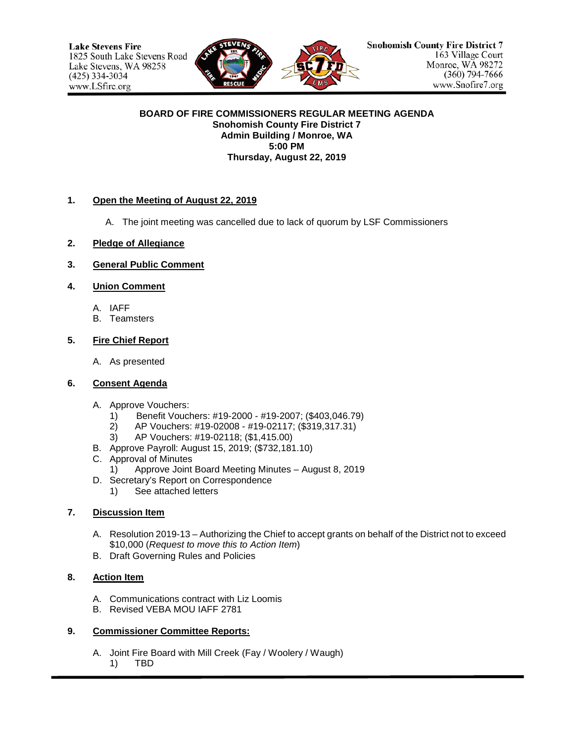**Lake Stevens Fire**
1825 South Lake Stevens Road
Lake Stevens, WA 98258
(425) 334-3034
www.LSfire.org

**Snohomish County Fire District 7**
163 Village Court
Monroe, WA 98272
(360) 794-7666
www.Snofire7.org

**BOARD OF FIRE COMMISSIONERS REGULAR MEETING AGENDA**
**Snohomish County Fire District 7**
**Admin Building / Monroe, WA**
**5:00 PM**
**Thursday, August 22, 2019**

**1. Open the Meeting of August 22, 2019**

A. The joint meeting was cancelled due to lack of quorum by LSF Commissioners

**2. Pledge of Allegiance**

**3. General Public Comment**

**4. Union Comment**

A. IAFF
B. Teamsters

**5. Fire Chief Report**

A. As presented

**6. Consent Agenda**

A. Approve Vouchers:
   1) Benefit Vouchers: #19-2000 - #19-2007; ($403,046.79)
   2) AP Vouchers: #19-02008 - #19-02117; ($319,317.31)
   3) AP Vouchers: #19-02118; ($1,415.00)
B. Approve Payroll: August 15, 2019; ($732,181.10)
C. Approval of Minutes
   1) Approve Joint Board Meeting Minutes – August 8, 2019
D. Secretary's Report on Correspondence
   1) See attached letters

**7. Discussion Item**

A. Resolution 2019-13 – Authorizing the Chief to accept grants on behalf of the District not to exceed $10,000 (*Request to move this to Action Item*)
B. Draft Governing Rules and Policies

**8. Action Item**

A. Communications contract with Liz Loomis
B. Revised VEBA MOU IAFF 2781

**9. Commissioner Committee Reports:**

A. Joint Fire Board with Mill Creek (Fay / Woolery / Waugh)
   1) TBD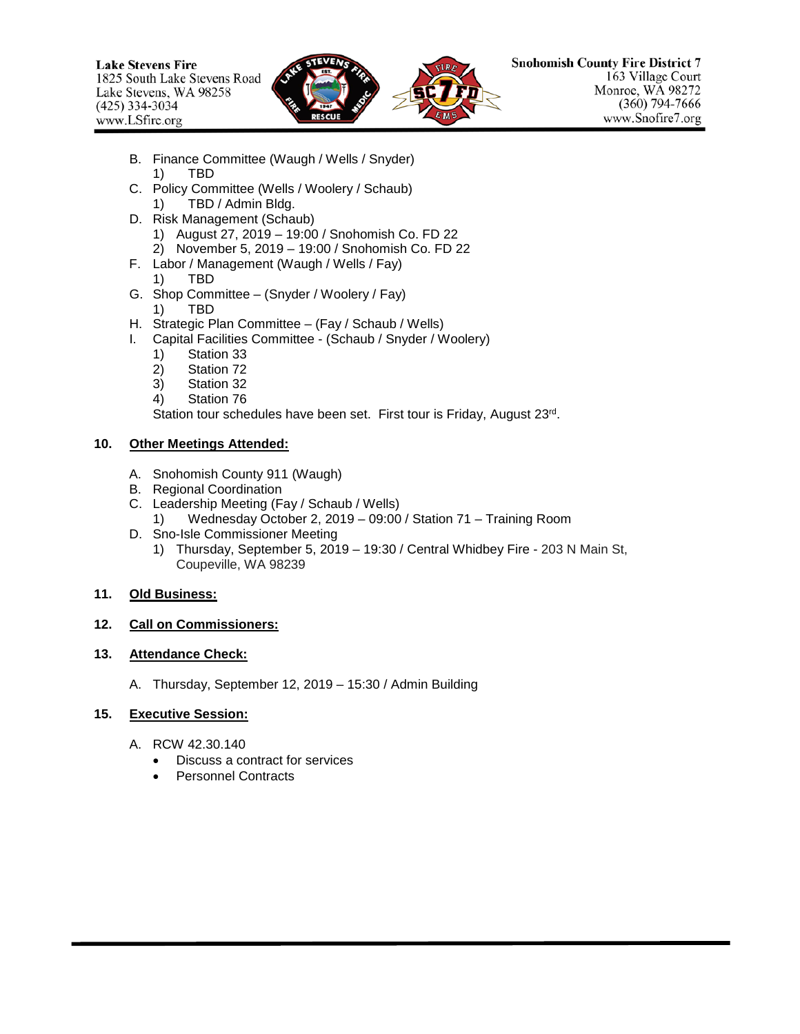B. Finance Committee (Waugh / Wells / Snyder)
   1) TBD
C. Policy Committee (Wells / Woolery / Schaub)
   1) TBD / Admin Bldg.
D. Risk Management (Schaub)
   1) August 27, 2019 – 19:00 / Snohomish Co. FD 22
   2) November 5, 2019 – 19:00 / Snohomish Co. FD 22
F. Labor / Management (Waugh / Wells / Fay)
   1) TBD
G. Shop Committee – (Snyder / Woolery / Fay)
   1) TBD
H. Strategic Plan Committee – (Fay / Schaub / Wells)
I. Capital Facilities Committee - (Schaub / Snyder / Woolery)
   1) Station 33
   2) Station 72
   3) Station 32
   4) Station 76

   Station tour schedules have been set. First tour is Friday, August 23rd.

**10. Other Meetings Attended:**

A. Snohomish County 911 (Waugh)
B. Regional Coordination
C. Leadership Meeting (Fay / Schaub / Wells)
   1) Wednesday October 2, 2019 – 09:00 / Station 71 – Training Room
D. Sno-Isle Commissioner Meeting
   1) Thursday, September 5, 2019 – 19:30 / Central Whidbey Fire - 203 N Main St, Coupeville, WA 98239

**11. Old Business:**

**12. Call on Commissioners:**

**13. Attendance Check:**

A. Thursday, September 12, 2019 – 15:30 / Admin Building

**15. Executive Session:**

A. RCW 42.30.140
   - Discuss a contract for services
   - Personnel Contracts